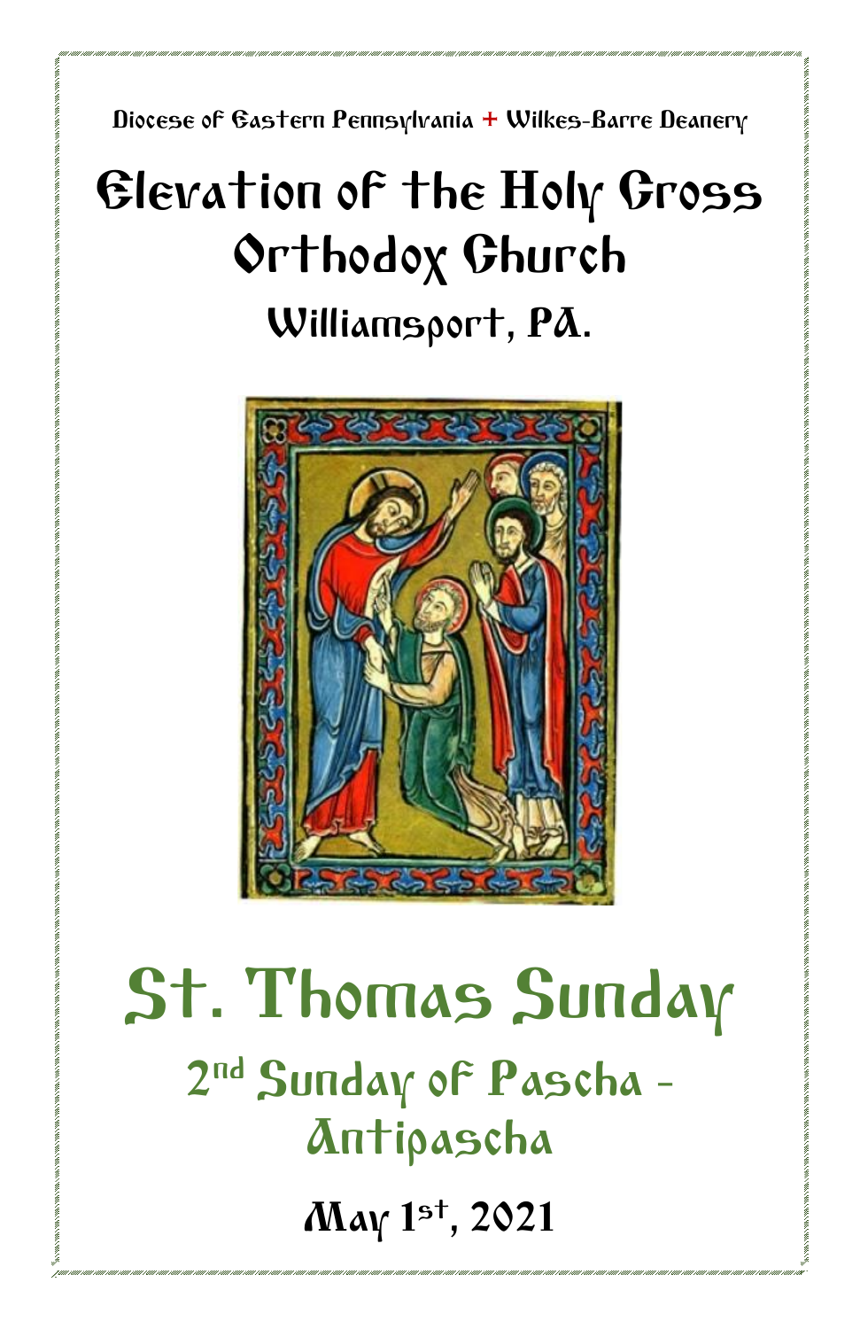Diocese of Eastern Pennsylvania + Wilkes-Barre Deanery

# Elevation of the Holy Cross Orthodox Church

## Williamsport, PA.

# St. Thomas Sunday

## 2nd Sunday of Pascha - Antipascha

## May 1st, 2021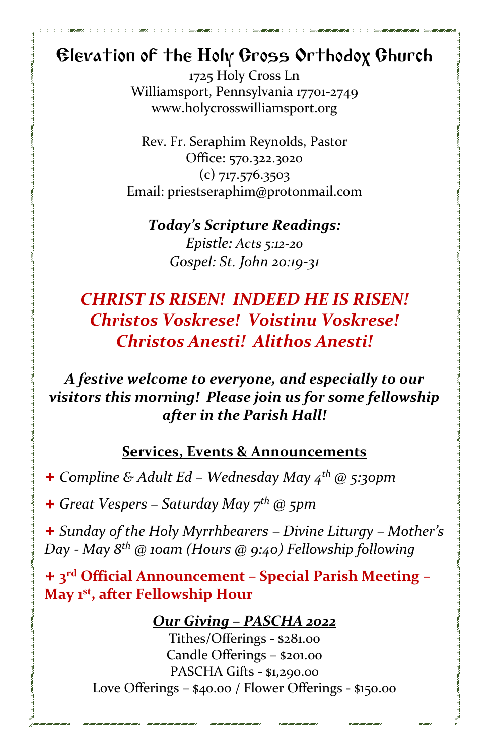# Elevation of the Holy Cross Orthodox Church

1725 Holy Cross Ln
Williamsport, Pennsylvania 17701-2749
www.holycrosswilliamsport.org

Rev. Fr. Seraphim Reynolds, Pastor
Office: 570.322.3020
(c) 717.576.3503
Email: priestseraphim@protonmail.com

***Today's Scripture Readings:***
*Epistle: Acts 5:12-20*
*Gospel: St. John 20:19-31*

***CHRIST IS RISEN! INDEED HE IS RISEN!***
***Christos Voskrese! Voistinu Voskrese!***
***Christos Anesti! Alithos Anesti!***

***A festive welcome to everyone, and especially to our visitors this morning! Please join us for some fellowship after in the Parish Hall!***

## Services, Events & Announcements

- *Compline & Adult Ed – Wednesday May 4th @ 5:30pm*
- *Great Vespers – Saturday May 7th @ 5pm*
- *Sunday of the Holy Myrrhbearers – Divine Liturgy – Mother's Day - May 8th @ 10am (Hours @ 9:40) Fellowship following*
- **3rd Official Announcement – Special Parish Meeting – May 1st, after Fellowship Hour**

***Our Giving – PASCHA 2022***

Tithes/Offerings - $281.00
Candle Offerings – $201.00
PASCHA Gifts - $1,290.00
Love Offerings – $40.00 / Flower Offerings - $150.00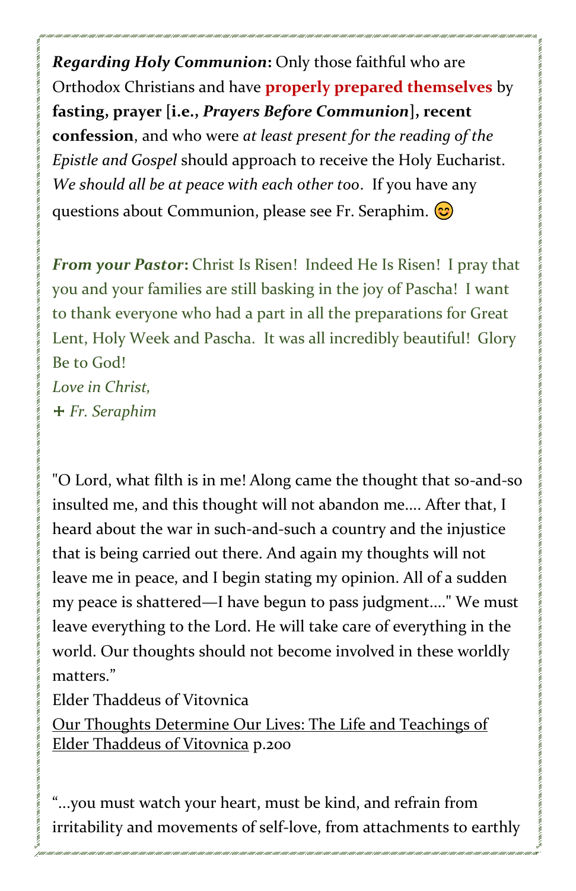***Regarding Holy Communion*****:** Only those faithful who are Orthodox Christians and have **properly prepared themselves** by **fasting, prayer [i.e., *Prayers Before Communion*], recent confession**, and who were *at least present for the reading of the Epistle and Gospel* should approach to receive the Holy Eucharist. *We should all be at peace with each other too*. If you have any questions about Communion, please see Fr. Seraphim. 😊

***From your Pastor*****:** Christ Is Risen! Indeed He Is Risen! I pray that you and your families are still basking in the joy of Pascha! I want to thank everyone who had a part in all the preparations for Great Lent, Holy Week and Pascha. It was all incredibly beautiful! Glory Be to God!

*Love in Christ,*

✛ *Fr. Seraphim*

"O Lord, what filth is in me! Along came the thought that so-and-so insulted me, and this thought will not abandon me.... After that, I heard about the war in such-and-such a country and the injustice that is being carried out there. And again my thoughts will not leave me in peace, and I begin stating my opinion. All of a sudden my peace is shattered—I have begun to pass judgment...." We must leave everything to the Lord. He will take care of everything in the world. Our thoughts should not become involved in these worldly matters."

Elder Thaddeus of Vitovnica

Our Thoughts Determine Our Lives: The Life and Teachings of Elder Thaddeus of Vitovnica p.200

"...you must watch your heart, must be kind, and refrain from irritability and movements of self-love, from attachments to earthly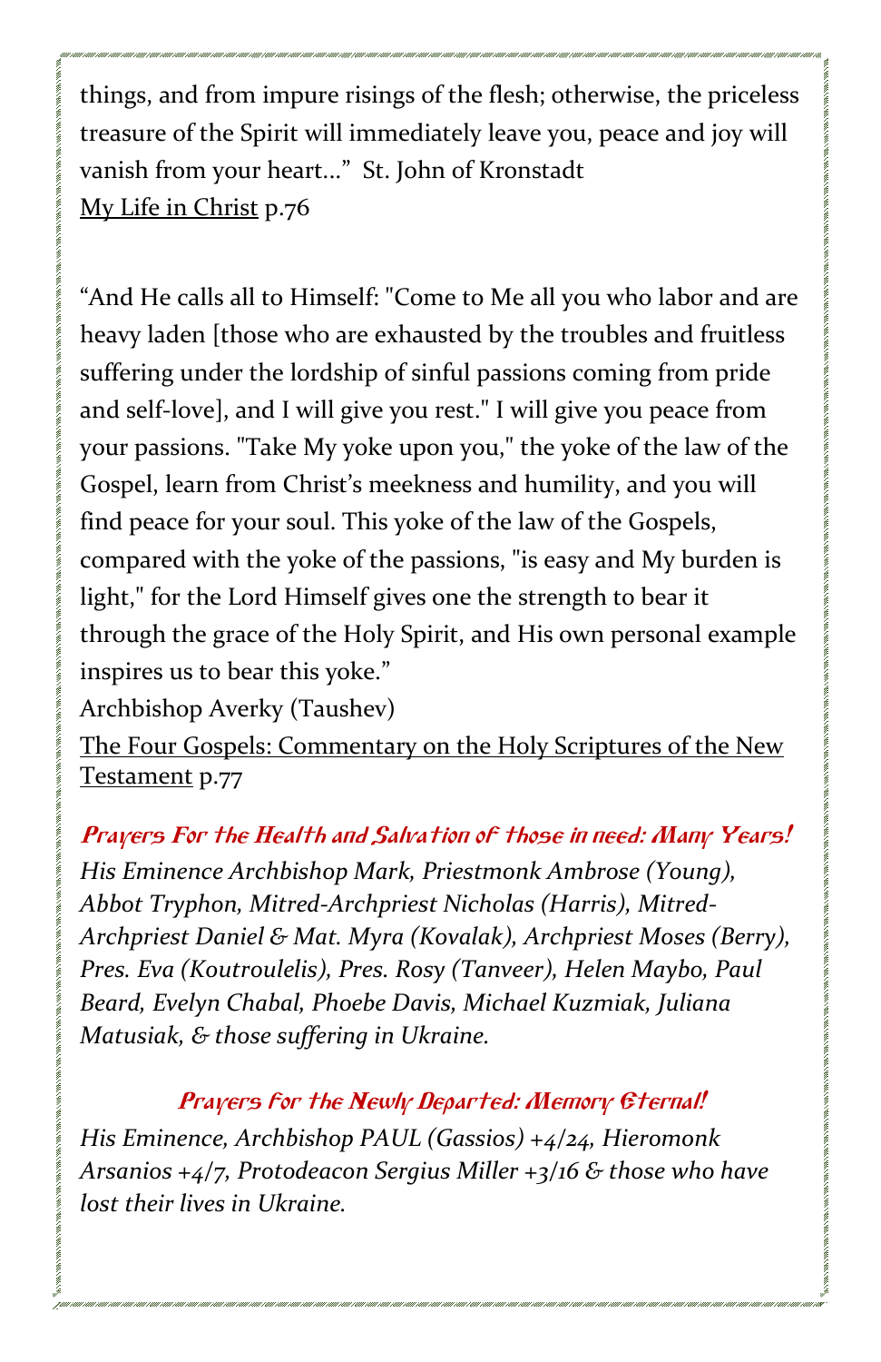things, and from impure risings of the flesh; otherwise, the priceless treasure of the Spirit will immediately leave you, peace and joy will vanish from your heart…" St. John of Kronstadt
My Life in Christ p.76

"And He calls all to Himself: "Come to Me all you who labor and are heavy laden [those who are exhausted by the troubles and fruitless suffering under the lordship of sinful passions coming from pride and self-love], and I will give you rest." I will give you peace from your passions. "Take My yoke upon you," the yoke of the law of the Gospel, learn from Christ's meekness and humility, and you will find peace for your soul. This yoke of the law of the Gospels, compared with the yoke of the passions, "is easy and My burden is light," for the Lord Himself gives one the strength to bear it through the grace of the Holy Spirit, and His own personal example inspires us to bear this yoke."
Archbishop Averky (Taushev)
The Four Gospels: Commentary on the Holy Scriptures of the New Testament p.77

**Prayers For the Health and Salvation of those in need: Many Years!**
*His Eminence Archbishop Mark, Priestmonk Ambrose (Young), Abbot Tryphon, Mitred-Archpriest Nicholas (Harris), Mitred-Archpriest Daniel & Mat. Myra (Kovalak), Archpriest Moses (Berry), Pres. Eva (Koutroulelis), Pres. Rosy (Tanveer), Helen Maybo, Paul Beard, Evelyn Chabal, Phoebe Davis, Michael Kuzmiak, Juliana Matusiak, & those suffering in Ukraine.*

**Prayers for the Newly Departed: Memory Eternal!**
*His Eminence, Archbishop PAUL (Gassios) +4/24, Hieromonk Arsanios +4/7, Protodeacon Sergius Miller +3/16 & those who have lost their lives in Ukraine.*